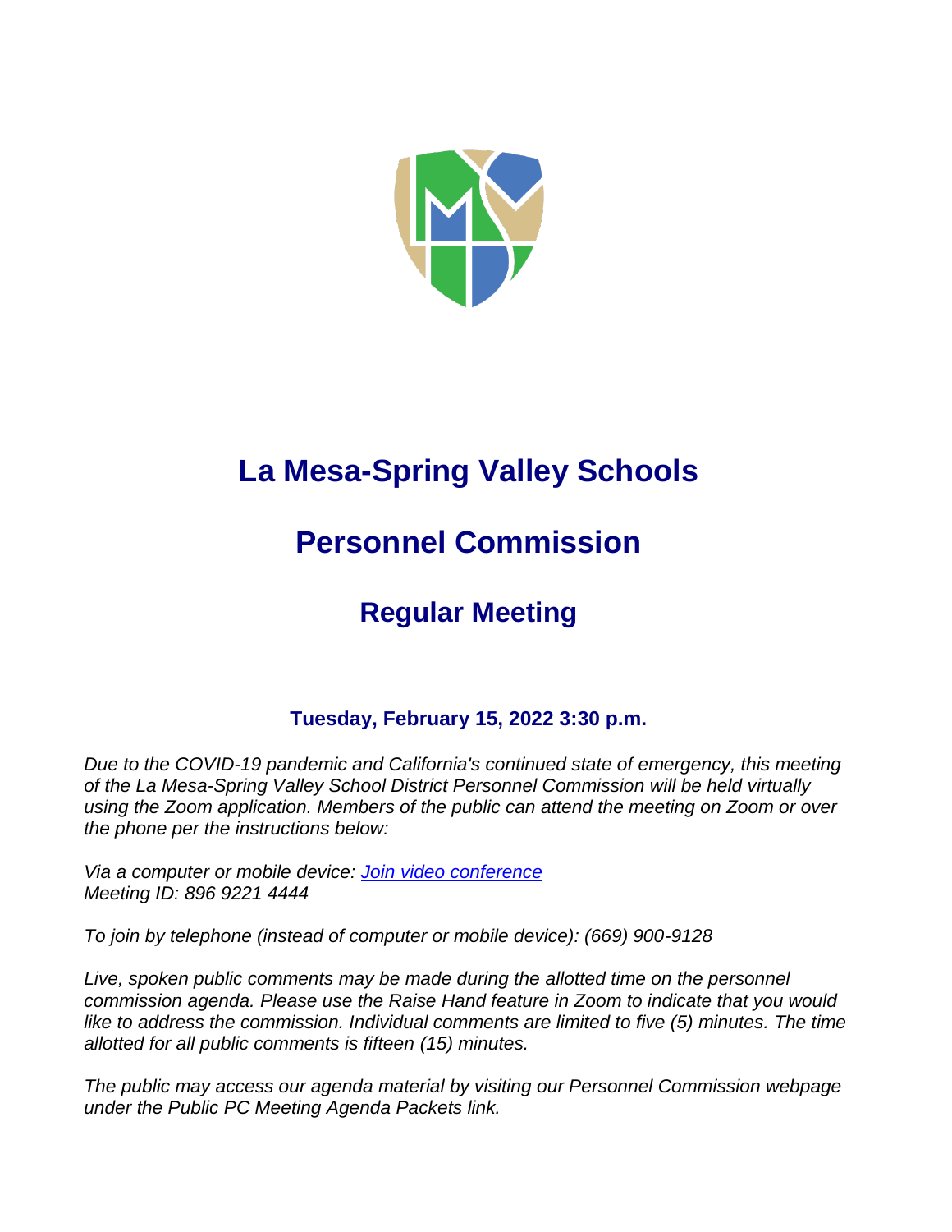# La Mesa-Spring Valley Schools

# Personnel Commission

## Regular Meeting

### Tuesday, February 15, 2022 3:30 p.m.

*Due to the COVID-19 pandemic and California's continued state of emergency, this meeting of the La Mesa-Spring Valley School District Personnel Commission will be held virtually using the Zoom application. Members of the public can attend the meeting on Zoom or over the phone per the instructions below:*

*Via a computer or mobile device: [Join video conference]()*
*Meeting ID: 896 9221 4444*

*To join by telephone (instead of computer or mobile device): (669) 900-9128*

*Live, spoken public comments may be made during the allotted time on the personnel commission agenda. Please use the Raise Hand feature in Zoom to indicate that you would like to address the commission. Individual comments are limited to five (5) minutes. The time allotted for all public comments is fifteen (15) minutes.*

*The public may access our agenda material by visiting our Personnel Commission webpage under the Public PC Meeting Agenda Packets link.*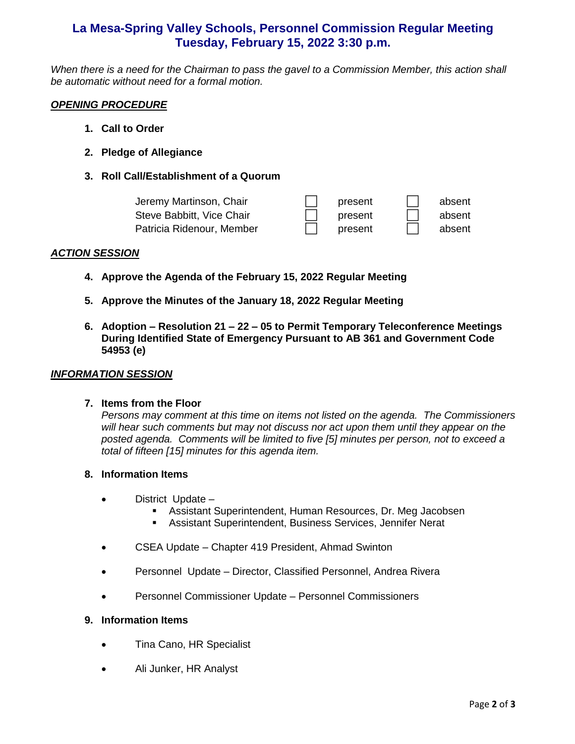# La Mesa-Spring Valley Schools, Personnel Commission Regular Meeting
# Tuesday, February 15, 2022 3:30 p.m.

*When there is a need for the Chairman to pass the gavel to a Commission Member, this action shall be automatic without need for a formal motion.*

***OPENING PROCEDURE***

1. **Call to Order**

2. **Pledge of Allegiance**

3. **Roll Call/Establishment of a Quorum**

| | | |
|---|---|---|
| Jeremy Martinson, Chair | ☐ present | ☐ absent |
| Steve Babbitt, Vice Chair | ☐ present | ☐ absent |
| Patricia Ridenour, Member | ☐ present | ☐ absent |

***ACTION SESSION***

4. **Approve the Agenda of the February 15, 2022 Regular Meeting**

5. **Approve the Minutes of the January 18, 2022 Regular Meeting**

6. **Adoption – Resolution 21 – 22 – 05 to Permit Temporary Teleconference Meetings During Identified State of Emergency Pursuant to AB 361 and Government Code 54953 (e)**

***INFORMATION SESSION***

7. **Items from the Floor**
   *Persons may comment at this time on items not listed on the agenda. The Commissioners will hear such comments but may not discuss nor act upon them until they appear on the posted agenda. Comments will be limited to five [5] minutes per person, not to exceed a total of fifteen [15] minutes for this agenda item.*

8. **Information Items**

   - District Update –
     - Assistant Superintendent, Human Resources, Dr. Meg Jacobsen
     - Assistant Superintendent, Business Services, Jennifer Nerat
   - CSEA Update – Chapter 419 President, Ahmad Swinton
   - Personnel Update – Director, Classified Personnel, Andrea Rivera
   - Personnel Commissioner Update – Personnel Commissioners

9. **Information Items**

   - Tina Cano, HR Specialist
   - Ali Junker, HR Analyst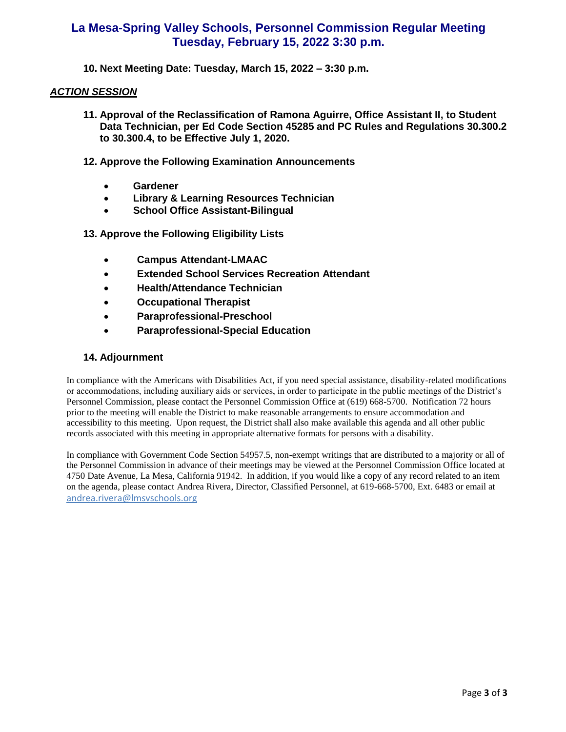**10. Next Meeting Date: Tuesday, March 15, 2022 – 3:30 p.m.**

***ACTION SESSION***

**11. Approval of the Reclassification of Ramona Aguirre, Office Assistant II, to Student Data Technician, per Ed Code Section 45285 and PC Rules and Regulations 30.300.2 to 30.300.4, to be Effective July 1, 2020.**

**12. Approve the Following Examination Announcements**

- **Gardener**
- **Library & Learning Resources Technician**
- **School Office Assistant-Bilingual**

**13. Approve the Following Eligibility Lists**

- **Campus Attendant-LMAAC**
- **Extended School Services Recreation Attendant**
- **Health/Attendance Technician**
- **Occupational Therapist**
- **Paraprofessional-Preschool**
- **Paraprofessional-Special Education**

**14. Adjournment**

In compliance with the Americans with Disabilities Act, if you need special assistance, disability-related modifications or accommodations, including auxiliary aids or services, in order to participate in the public meetings of the District's Personnel Commission, please contact the Personnel Commission Office at (619) 668-5700. Notification 72 hours prior to the meeting will enable the District to make reasonable arrangements to ensure accommodation and accessibility to this meeting. Upon request, the District shall also make available this agenda and all other public records associated with this meeting in appropriate alternative formats for persons with a disability.

In compliance with Government Code Section 54957.5, non-exempt writings that are distributed to a majority or all of the Personnel Commission in advance of their meetings may be viewed at the Personnel Commission Office located at 4750 Date Avenue, La Mesa, California 91942. In addition, if you would like a copy of any record related to an item on the agenda, please contact Andrea Rivera, Director, Classified Personnel, at 619-668-5700, Ext. 6483 or email at andrea.rivera@lmsvschools.org